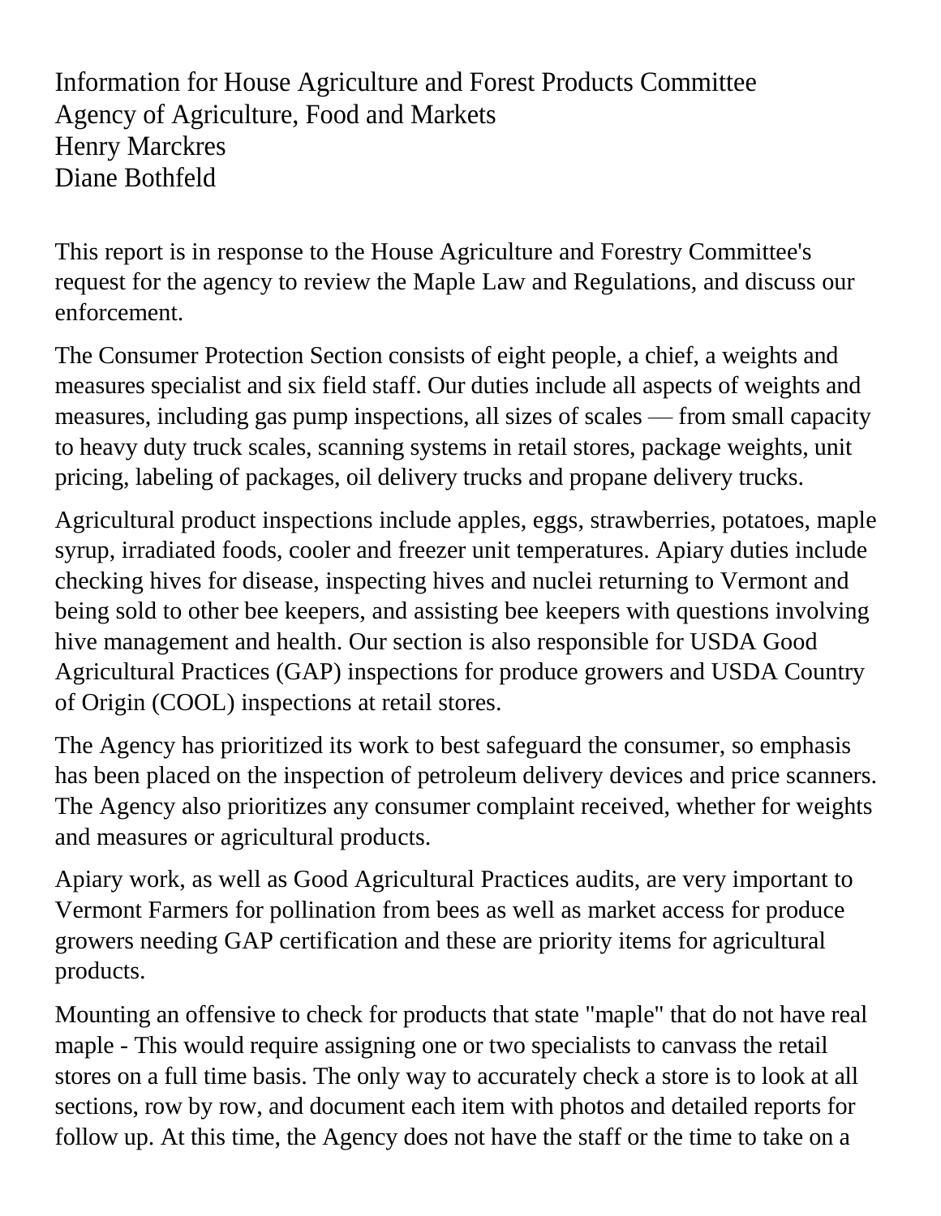Information for House Agriculture and Forest Products Committee
Agency of Agriculture, Food and Markets
Henry Marckres
Diane Bothfeld

This report is in response to the House Agriculture and Forestry Committee's request for the agency to review the Maple Law and Regulations, and discuss our enforcement.

The Consumer Protection Section consists of eight people, a chief, a weights and measures specialist and six field staff. Our duties include all aspects of weights and measures, including gas pump inspections, all sizes of scales — from small capacity to heavy duty truck scales, scanning systems in retail stores, package weights, unit pricing, labeling of packages, oil delivery trucks and propane delivery trucks.

Agricultural product inspections include apples, eggs, strawberries, potatoes, maple syrup, irradiated foods, cooler and freezer unit temperatures. Apiary duties include checking hives for disease, inspecting hives and nuclei returning to Vermont and being sold to other bee keepers, and assisting bee keepers with questions involving hive management and health. Our section is also responsible for USDA Good Agricultural Practices (GAP) inspections for produce growers and USDA Country of Origin (COOL) inspections at retail stores.

The Agency has prioritized its work to best safeguard the consumer, so emphasis has been placed on the inspection of petroleum delivery devices and price scanners. The Agency also prioritizes any consumer complaint received, whether for weights and measures or agricultural products.

Apiary work, as well as Good Agricultural Practices audits, are very important to Vermont Farmers for pollination from bees as well as market access for produce growers needing GAP certification and these are priority items for agricultural products.

Mounting an offensive to check for products that state "maple" that do not have real maple - This would require assigning one or two specialists to canvass the retail stores on a full time basis. The only way to accurately check a store is to look at all sections, row by row, and document each item with photos and detailed reports for follow up. At this time, the Agency does not have the staff or the time to take on a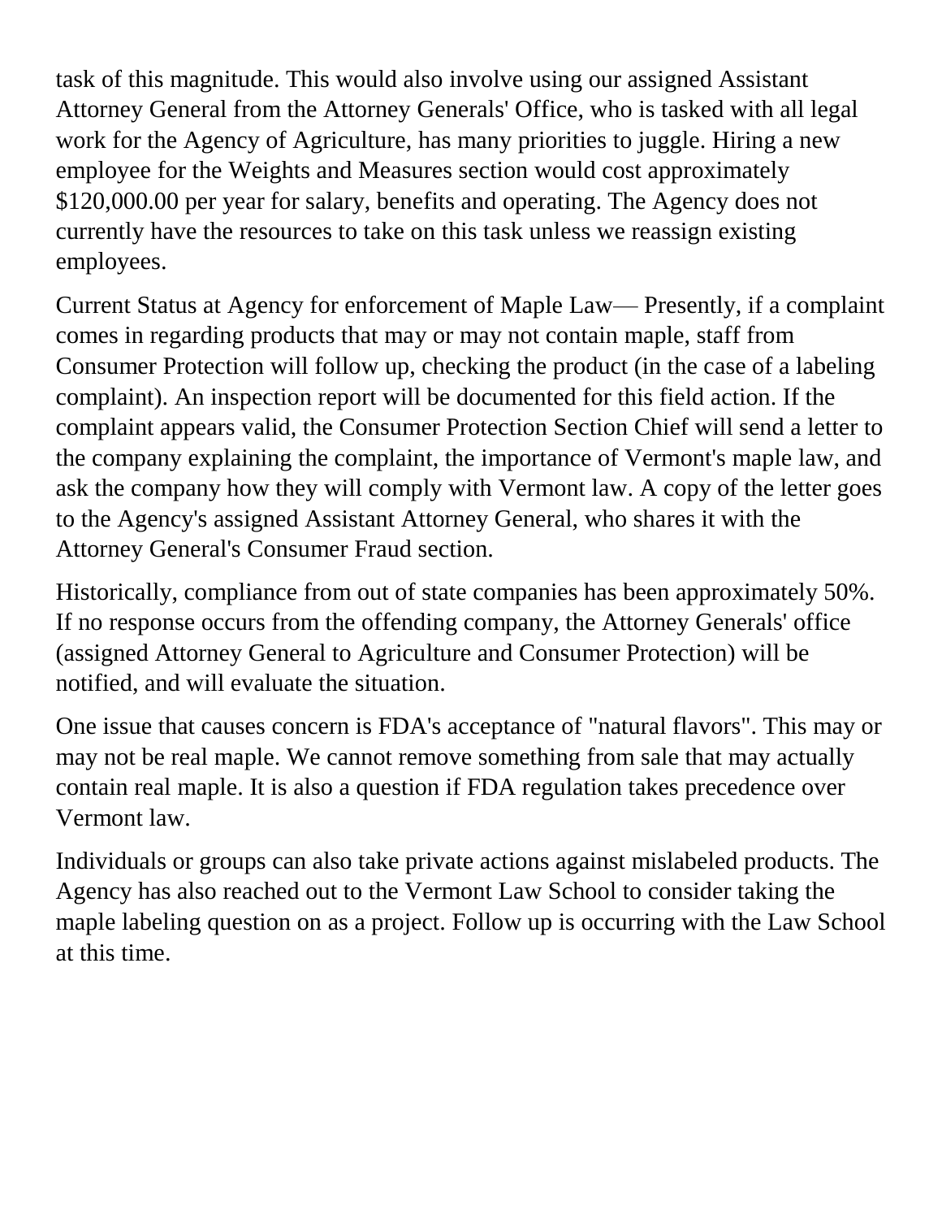task of this magnitude. This would also involve using our assigned Assistant Attorney General from the Attorney Generals' Office, who is tasked with all legal work for the Agency of Agriculture, has many priorities to juggle. Hiring a new employee for the Weights and Measures section would cost approximately $120,000.00 per year for salary, benefits and operating. The Agency does not currently have the resources to take on this task unless we reassign existing employees.

Current Status at Agency for enforcement of Maple Law— Presently, if a complaint comes in regarding products that may or may not contain maple, staff from Consumer Protection will follow up, checking the product (in the case of a labeling complaint). An inspection report will be documented for this field action. If the complaint appears valid, the Consumer Protection Section Chief will send a letter to the company explaining the complaint, the importance of Vermont's maple law, and ask the company how they will comply with Vermont law. A copy of the letter goes to the Agency's assigned Assistant Attorney General, who shares it with the Attorney General's Consumer Fraud section.

Historically, compliance from out of state companies has been approximately 50%. If no response occurs from the offending company, the Attorney Generals' office (assigned Attorney General to Agriculture and Consumer Protection) will be notified, and will evaluate the situation.

One issue that causes concern is FDA's acceptance of "natural flavors". This may or may not be real maple. We cannot remove something from sale that may actually contain real maple. It is also a question if FDA regulation takes precedence over Vermont law.

Individuals or groups can also take private actions against mislabeled products. The Agency has also reached out to the Vermont Law School to consider taking the maple labeling question on as a project. Follow up is occurring with the Law School at this time.